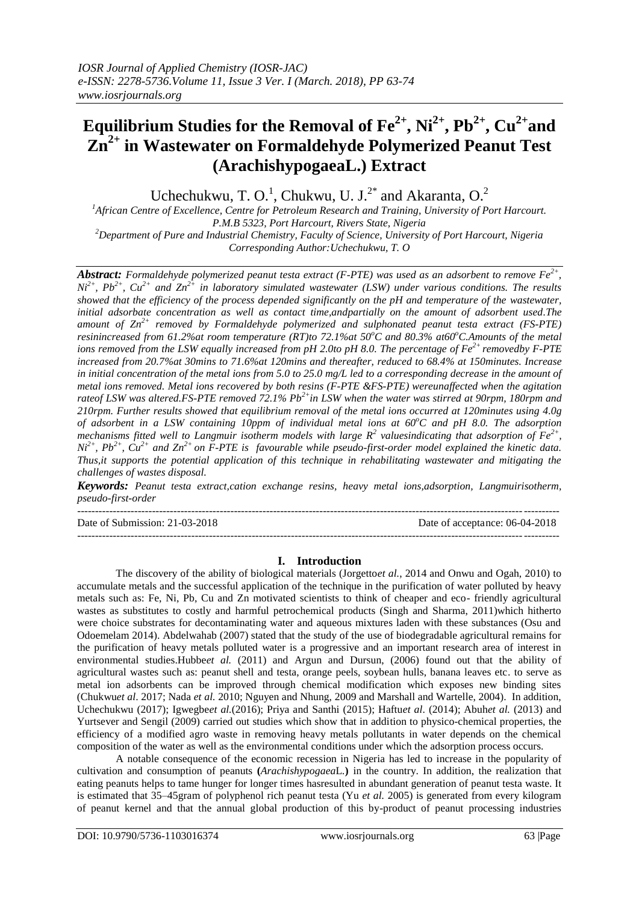# Equilibrium Studies for the Removal of $Fe^{2+}$, $Ni^{2+}$, $Pb^{2+}$, $Cu^{2+}$and $Zn^{2+}$ in Wastewater on Formaldehyde Polymerized Peanut Test (ArachishypogaeaL.) Extract

Uchechukwu, T. O.[1], Chukwu, U. J.[2*] and Akaranta, O.[2]

[1]*African Centre of Excellence, Centre for Petroleum Research and Training, University of Port Harcourt. P.M.B 5323, Port Harcourt, Rivers State, Nigeria*

[2]*Department of Pure and Industrial Chemistry, Faculty of Science, University of Port Harcourt, Nigeria*

*Corresponding Author:Uchechukwu, T. O*

***Abstract:*** *Formaldehyde polymerized peanut testa extract (F-PTE) was used as an adsorbent to remove $Fe^{2+}$, $Ni^{2+}$, $Pb^{2+}$, $Cu^{2+}$ and $Zn^{2+}$ in laboratory simulated wastewater (LSW) under various conditions. The results showed that the efficiency of the process depended significantly on the pH and temperature of the wastewater, initial adsorbate concentration as well as contact time,andpartially on the amount of adsorbent used.The amount of $Zn^{2+}$ removed by Formaldehyde polymerized and sulphonated peanut testa extract (FS-PTE) resinincreased from 61.2%at room temperature (RT)to 72.1%at 50°C and 80.3% at60°C.Amounts of the metal ions removed from the LSW equally increased from pH 2.0to pH 8.0. The percentage of $Fe^{2+}$ removedby F-PTE increased from 20.7%at 30mins to 71.6%at 120mins and thereafter, reduced to 68.4% at 150minutes. Increase in initial concentration of the metal ions from 5.0 to 25.0 mg/L led to a corresponding decrease in the amount of metal ions removed. Metal ions recovered by both resins (F-PTE &FS-PTE) wereunaffected when the agitation rateof LSW was altered.FS-PTE removed 72.1% $Pb^{2+}$in LSW when the water was stirred at 90rpm, 180rpm and 210rpm. Further results showed that equilibrium removal of the metal ions occurred at 120minutes using 4.0g of adsorbent in a LSW containing 10ppm of individual metal ions at 60°C and pH 8.0. The adsorption mechanisms fitted well to Langmuir isotherm models with large $R^2$ valuesindicating that adsorption of $Fe^{2+}$, $Ni^{2+}$, $Pb^{2+}$, $Cu^{2+}$ and $Zn^{2+}$ on F-PTE is favourable while pseudo-first-order model explained the kinetic data. Thus,it supports the potential application of this technique in rehabilitating wastewater and mitigating the challenges of wastes disposal.*

***Keywords:*** *Peanut testa extract,cation exchange resins, heavy metal ions,adsorption, Langmuirisotherm, pseudo-first-order*

---

Date of Submission: 21-03-2018 | Date of acceptance: 06-04-2018

---

## I. Introduction

The discovery of the ability of biological materials (Jorgetto*et al.*, 2014 and Onwu and Ogah, 2010) to accumulate metals and the successful application of the technique in the purification of water polluted by heavy metals such as: Fe, Ni, Pb, Cu and Zn motivated scientists to think of cheaper and eco- friendly agricultural wastes as substitutes to costly and harmful petrochemical products (Singh and Sharma, 2011)which hitherto were choice substrates for decontaminating water and aqueous mixtures laden with these substances (Osu and Odoemelam 2014). Abdelwahab (2007) stated that the study of the use of biodegradable agricultural remains for the purification of heavy metals polluted water is a progressive and an important research area of interest in environmental studies.Hubbe*et al.* (2011) and Argun and Dursun, (2006) found out that the ability of agricultural wastes such as: peanut shell and testa, orange peels, soybean hulls, banana leaves etc. to serve as metal ion adsorbents can be improved through chemical modification which exposes new binding sites (Chukwu*et al*. 2017; Nada *et al.* 2010; Nguyen and Nhung, 2009 and Marshall and Wartelle, 2004). In addition, Uchechukwu (2017); Igwegbe*et al.*(2016); Priya and Santhi (2015); Haftu*et al*. (2014); Abuh*et al.* (2013) and Yurtsever and Sengil (2009) carried out studies which show that in addition to physico-chemical properties, the efficiency of a modified agro waste in removing heavy metals pollutants in water depends on the chemical composition of the water as well as the environmental conditions under which the adsorption process occurs.

A notable consequence of the economic recession in Nigeria has led to increase in the popularity of cultivation and consumption of peanuts **(***Arachishypogaea*L.**)** in the country. In addition, the realization that eating peanuts helps to tame hunger for longer times hasresulted in abundant generation of peanut testa waste. It is estimated that 35–45gram of polyphenol rich peanut testa (Yu *et al.* 2005) is generated from every kilogram of peanut kernel and that the annual global production of this by-product of peanut processing industries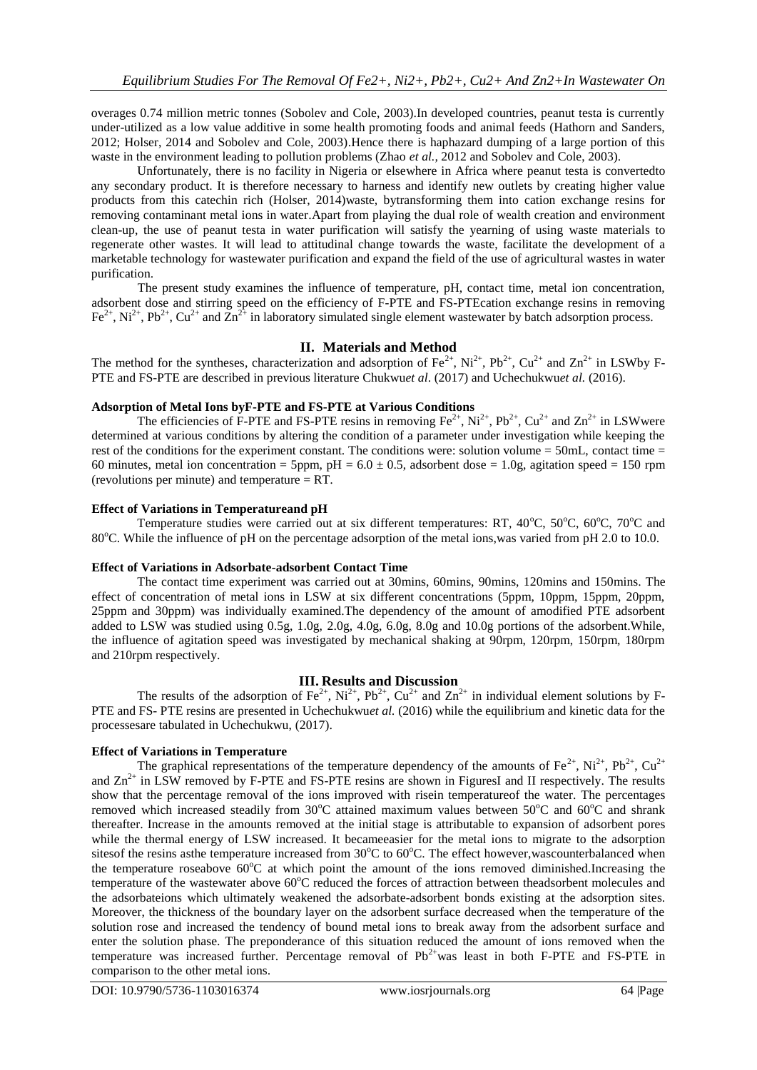overages 0.74 million metric tonnes (Sobolev and Cole, 2003).In developed countries, peanut testa is currently under-utilized as a low value additive in some health promoting foods and animal feeds (Hathorn and Sanders, 2012; Holser, 2014 and Sobolev and Cole, 2003).Hence there is haphazard dumping of a large portion of this waste in the environment leading to pollution problems (Zhao *et al.,* 2012 and Sobolev and Cole, 2003).

Unfortunately, there is no facility in Nigeria or elsewhere in Africa where peanut testa is convertedto any secondary product. It is therefore necessary to harness and identify new outlets by creating higher value products from this catechin rich (Holser, 2014)waste, bytransforming them into cation exchange resins for removing contaminant metal ions in water.Apart from playing the dual role of wealth creation and environment clean-up, the use of peanut testa in water purification will satisfy the yearning of using waste materials to regenerate other wastes. It will lead to attitudinal change towards the waste, facilitate the development of a marketable technology for wastewater purification and expand the field of the use of agricultural wastes in water purification.

The present study examines the influence of temperature, pH, contact time, metal ion concentration, adsorbent dose and stirring speed on the efficiency of F-PTE and FS-PTEcation exchange resins in removing $Fe^{2+}$, $Ni^{2+}$, $Pb^{2+}$, $Cu^{2+}$ and $Zn^{2+}$ in laboratory simulated single element wastewater by batch adsorption process.

## II. Materials and Method

The method for the syntheses, characterization and adsorption of $Fe^{2+}$, $Ni^{2+}$, $Pb^{2+}$, $Cu^{2+}$ and $Zn^{2+}$ in LSWby F-PTE and FS-PTE are described in previous literature Chukwu*et al*. (2017) and Uchechukwu*et al.* (2016).

**Adsorption of Metal Ions byF-PTE and FS-PTE at Various Conditions**

The efficiencies of F-PTE and FS-PTE resins in removing $Fe^{2+}$, $Ni^{2+}$, $Pb^{2+}$, $Cu^{2+}$ and $Zn^{2+}$ in LSWwere determined at various conditions by altering the condition of a parameter under investigation while keeping the rest of the conditions for the experiment constant. The conditions were: solution volume = 50mL, contact time = 60 minutes, metal ion concentration = 5ppm, pH = 6.0 ± 0.5, adsorbent dose = 1.0g, agitation speed = 150 rpm (revolutions per minute) and temperature = RT.

**Effect of Variations in Temperatureand pH**

Temperature studies were carried out at six different temperatures: RT, 40°C, 50°C, 60°C, 70°C and 80°C. While the influence of pH on the percentage adsorption of the metal ions,was varied from pH 2.0 to 10.0.

**Effect of Variations in Adsorbate-adsorbent Contact Time**

The contact time experiment was carried out at 30mins, 60mins, 90mins, 120mins and 150mins. The effect of concentration of metal ions in LSW at six different concentrations (5ppm, 10ppm, 15ppm, 20ppm, 25ppm and 30ppm) was individually examined.The dependency of the amount of amodified PTE adsorbent added to LSW was studied using 0.5g, 1.0g, 2.0g, 4.0g, 6.0g, 8.0g and 10.0g portions of the adsorbent.While, the influence of agitation speed was investigated by mechanical shaking at 90rpm, 120rpm, 150rpm, 180rpm and 210rpm respectively.

## III. Results and Discussion

The results of the adsorption of $Fe^{2+}$, $Ni^{2+}$, $Pb^{2+}$, $Cu^{2+}$ and $Zn^{2+}$ in individual element solutions by F-PTE and FS- PTE resins are presented in Uchechukwu*et al.* (2016) while the equilibrium and kinetic data for the processesare tabulated in Uchechukwu, (2017).

**Effect of Variations in Temperature**

The graphical representations of the temperature dependency of the amounts of $Fe^{2+}$, $Ni^{2+}$, $Pb^{2+}$, $Cu^{2+}$ and $Zn^{2+}$ in LSW removed by F-PTE and FS-PTE resins are shown in FiguresI and II respectively. The results show that the percentage removal of the ions improved with risein temperatureof the water. The percentages removed which increased steadily from 30°C attained maximum values between 50°C and 60°C and shrank thereafter. Increase in the amounts removed at the initial stage is attributable to expansion of adsorbent pores while the thermal energy of LSW increased. It becameeasier for the metal ions to migrate to the adsorption sitesof the resins asthe temperature increased from 30°C to 60°C. The effect however,wascounterbalanced when the temperature roseabove 60°C at which point the amount of the ions removed diminished.Increasing the temperature of the wastewater above 60°C reduced the forces of attraction between theadsorbent molecules and the adsorbateions which ultimately weakened the adsorbate-adsorbent bonds existing at the adsorption sites. Moreover, the thickness of the boundary layer on the adsorbent surface decreased when the temperature of the solution rose and increased the tendency of bound metal ions to break away from the adsorbent surface and enter the solution phase. The preponderance of this situation reduced the amount of ions removed when the temperature was increased further. Percentage removal of $Pb^{2+}$was least in both F-PTE and FS-PTE in comparison to the other metal ions.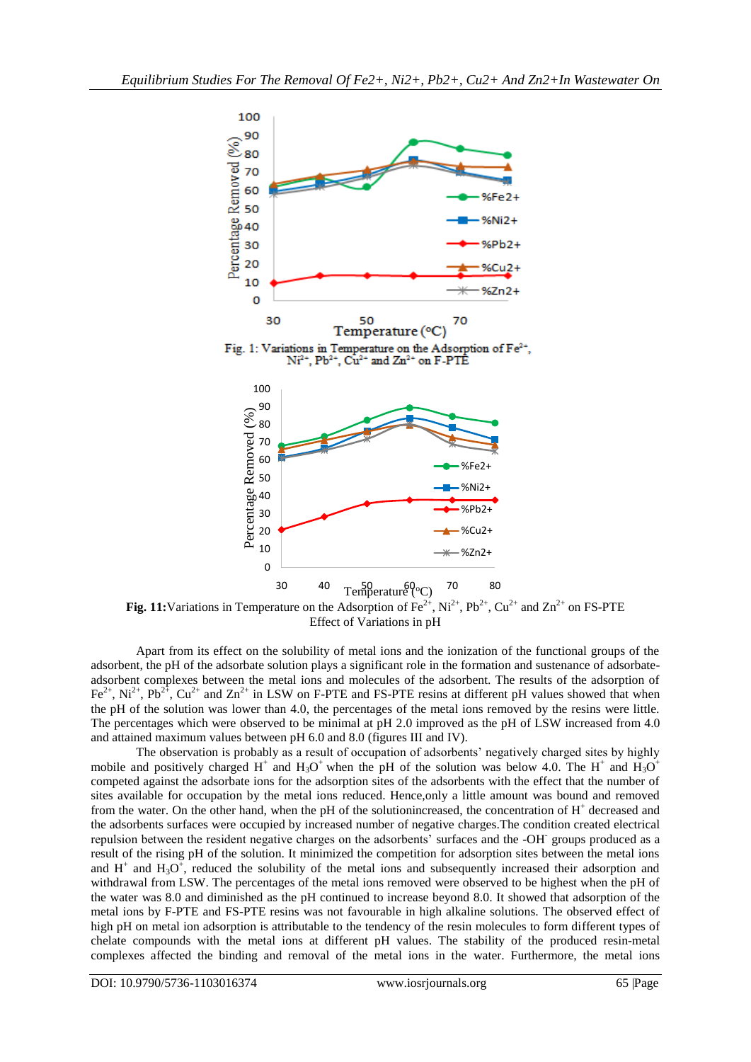Fig. 1: Variations in Temperature on the Adsorption of $Fe^{2+}$, $Ni^{2+}$, $Pb^{2+}$, $Cu^{2+}$ and $Zn^{2+}$ on F-PTE

**Fig. 11:** Variations in Temperature on the Adsorption of $Fe^{2+}$, $Ni^{2+}$, $Pb^{2+}$, $Cu^{2+}$ and $Zn^{2+}$ on FS-PTE

Effect of Variations in pH

Apart from its effect on the solubility of metal ions and the ionization of the functional groups of the adsorbent, the pH of the adsorbate solution plays a significant role in the formation and sustenance of adsorbate-adsorbent complexes between the metal ions and molecules of the adsorbent. The results of the adsorption of $Fe^{2+}$, $Ni^{2+}$, $Pb^{2+}$, $Cu^{2+}$ and $Zn^{2+}$ in LSW on F-PTE and FS-PTE resins at different pH values showed that when the pH of the solution was lower than 4.0, the percentages of the metal ions removed by the resins were little. The percentages which were observed to be minimal at pH 2.0 improved as the pH of LSW increased from 4.0 and attained maximum values between pH 6.0 and 8.0 (figures III and IV).

The observation is probably as a result of occupation of adsorbents' negatively charged sites by highly mobile and positively charged $H^+$ and $H_3O^+$ when the pH of the solution was below 4.0. The $H^+$ and $H_3O^+$ competed against the adsorbate ions for the adsorption sites of the adsorbents with the effect that the number of sites available for occupation by the metal ions reduced. Hence,only a little amount was bound and removed from the water. On the other hand, when the pH of the solutionincreased, the concentration of $H^+$ decreased and the adsorbents surfaces were occupied by increased number of negative charges.The condition created electrical repulsion between the resident negative charges on the adsorbents' surfaces and the -$OH^-$ groups produced as a result of the rising pH of the solution. It minimized the competition for adsorption sites between the metal ions and $H^+$ and $H_3O^+$, reduced the solubility of the metal ions and subsequently increased their adsorption and withdrawal from LSW. The percentages of the metal ions removed were observed to be highest when the pH of the water was 8.0 and diminished as the pH continued to increase beyond 8.0. It showed that adsorption of the metal ions by F-PTE and FS-PTE resins was not favourable in high alkaline solutions. The observed effect of high pH on metal ion adsorption is attributable to the tendency of the resin molecules to form different types of chelate compounds with the metal ions at different pH values. The stability of the produced resin-metal complexes affected the binding and removal of the metal ions in the water. Furthermore, the metal ions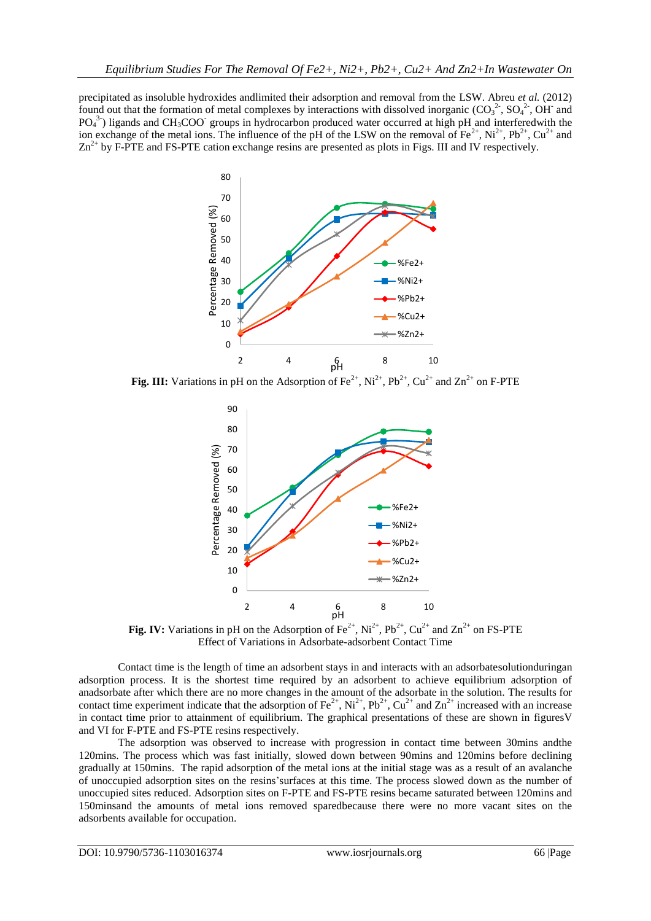precipitated as insoluble hydroxides andlimited their adsorption and removal from the LSW. Abreu *et al.* (2012) found out that the formation of metal complexes by interactions with dissolved inorganic ($CO_3^{2-}$, $SO_4^{2-}$, $OH^-$ and $PO_4^{3-}$) ligands and $CH_3COO^-$ groups in hydrocarbon produced water occurred at high pH and interferedwith the ion exchange of the metal ions. The influence of the pH of the LSW on the removal of $Fe^{2+}$, $Ni^{2+}$, $Pb^{2+}$, $Cu^{2+}$ and $Zn^{2+}$ by F-PTE and FS-PTE cation exchange resins are presented as plots in Figs. III and IV respectively.

**Fig. III:** Variations in pH on the Adsorption of $Fe^{2+}$, $Ni^{2+}$, $Pb^{2+}$, $Cu^{2+}$ and $Zn^{2+}$ on F-PTE

**Fig. IV:** Variations in pH on the Adsorption of $Fe^{2+}$, $Ni^{2+}$, $Pb^{2+}$, $Cu^{2+}$ and $Zn^{2+}$ on FS-PTE

Effect of Variations in Adsorbate-adsorbent Contact Time

Contact time is the length of time an adsorbent stays in and interacts with an adsorbatesolutionduringan adsorption process. It is the shortest time required by an adsorbent to achieve equilibrium adsorption of anadsorbate after which there are no more changes in the amount of the adsorbate in the solution. The results for contact time experiment indicate that the adsorption of $Fe^{2+}$, $Ni^{2+}$, $Pb^{2+}$, $Cu^{2+}$ and $Zn^{2+}$ increased with an increase in contact time prior to attainment of equilibrium. The graphical presentations of these are shown in figuresV and VI for F-PTE and FS-PTE resins respectively.

The adsorption was observed to increase with progression in contact time between 30mins andthe 120mins. The process which was fast initially, slowed down between 90mins and 120mins before declining gradually at 150mins. The rapid adsorption of the metal ions at the initial stage was as a result of an avalanche of unoccupied adsorption sites on the resins'surfaces at this time. The process slowed down as the number of unoccupied sites reduced. Adsorption sites on F-PTE and FS-PTE resins became saturated between 120mins and 150minsand the amounts of metal ions removed sparedbecause there were no more vacant sites on the adsorbents available for occupation.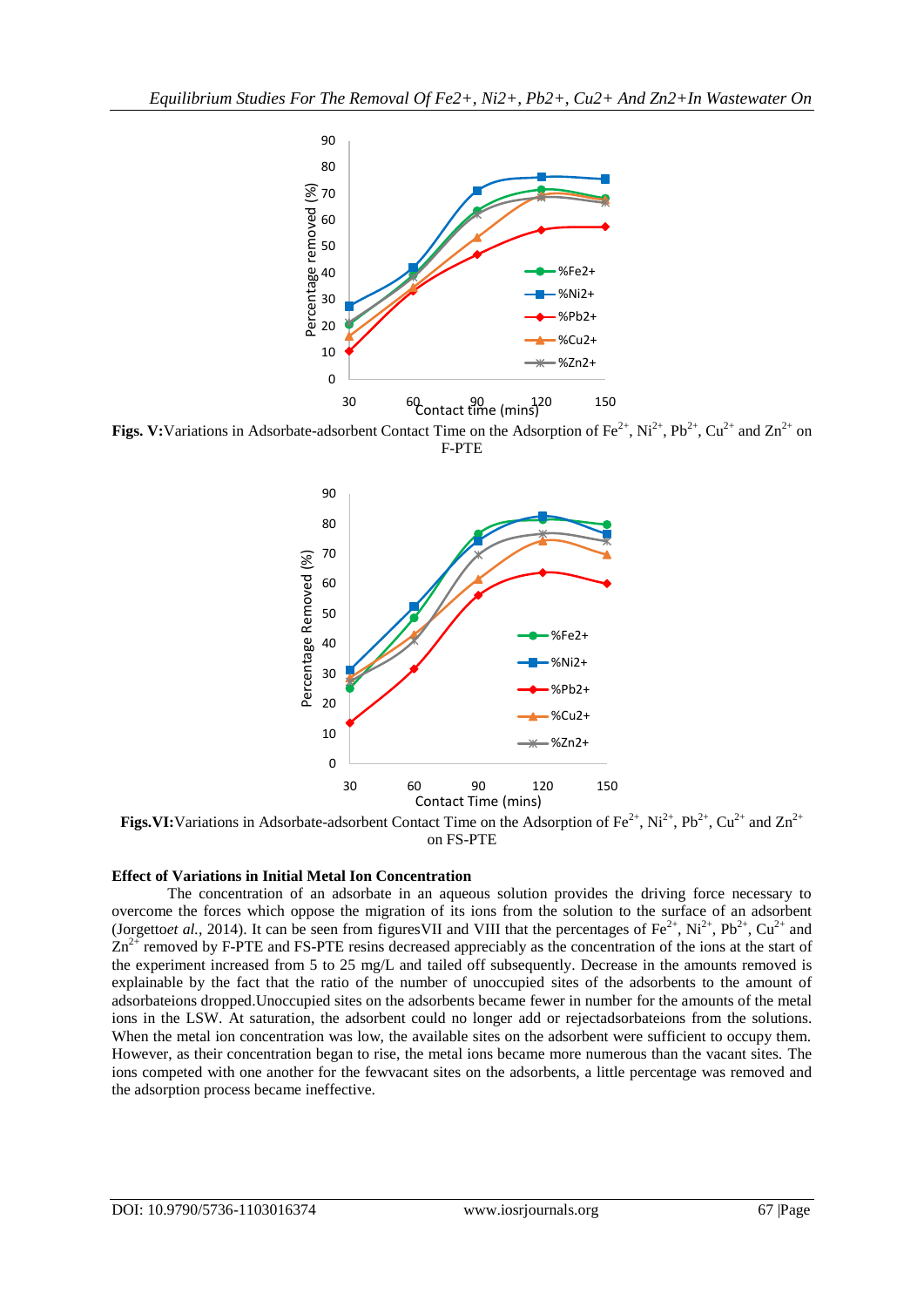**Figs. V:**Variations in Adsorbate-adsorbent Contact Time on the Adsorption of $Fe^{2+}$, $Ni^{2+}$, $Pb^{2+}$, $Cu^{2+}$ and $Zn^{2+}$ on F-PTE

**Figs.VI:**Variations in Adsorbate-adsorbent Contact Time on the Adsorption of $Fe^{2+}$, $Ni^{2+}$, $Pb^{2+}$, $Cu^{2+}$ and $Zn^{2+}$ on FS-PTE

**Effect of Variations in Initial Metal Ion Concentration**

The concentration of an adsorbate in an aqueous solution provides the driving force necessary to overcome the forces which oppose the migration of its ions from the solution to the surface of an adsorbent (Jorgetto*et al.*, 2014). It can be seen from figuresVII and VIII that the percentages of $Fe^{2+}$, $Ni^{2+}$, $Pb^{2+}$, $Cu^{2+}$ and $Zn^{2+}$ removed by F-PTE and FS-PTE resins decreased appreciably as the concentration of the ions at the start of the experiment increased from 5 to 25 mg/L and tailed off subsequently. Decrease in the amounts removed is explainable by the fact that the ratio of the number of unoccupied sites of the adsorbents to the amount of adsorbateions dropped.Unoccupied sites on the adsorbents became fewer in number for the amounts of the metal ions in the LSW. At saturation, the adsorbent could no longer add or rejectadsorbateions from the solutions. When the metal ion concentration was low, the available sites on the adsorbent were sufficient to occupy them. However, as their concentration began to rise, the metal ions became more numerous than the vacant sites. The ions competed with one another for the fewvacant sites on the adsorbents, a little percentage was removed and the adsorption process became ineffective.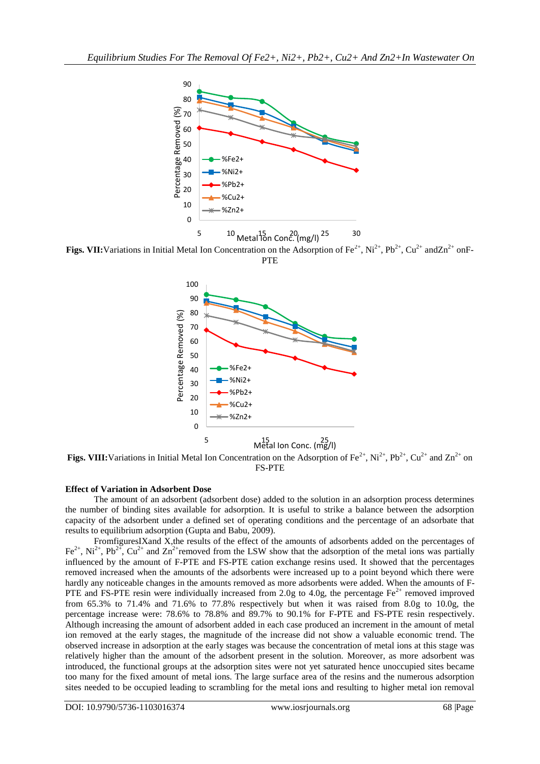**Figs. VII:** Variations in Initial Metal Ion Concentration on the Adsorption of $Fe^{2+}$, $Ni^{2+}$, $Pb^{2+}$, $Cu^{2+}$ and $Zn^{2+}$ on F-PTE

**Figs. VIII:** Variations in Initial Metal Ion Concentration on the Adsorption of $Fe^{2+}$, $Ni^{2+}$, $Pb^{2+}$, $Cu^{2+}$ and $Zn^{2+}$ on FS-PTE

### Effect of Variation in Adsorbent Dose

The amount of an adsorbent (adsorbent dose) added to the solution in an adsorption process determines the number of binding sites available for adsorption. It is useful to strike a balance between the adsorption capacity of the adsorbent under a defined set of operating conditions and the percentage of an adsorbate that results to equilibrium adsorption (Gupta and Babu, 2009).

From figures IX and X, the results of the effect of the amounts of adsorbents added on the percentages of $Fe^{2+}$, $Ni^{2+}$, $Pb^{2+}$, $Cu^{2+}$ and $Zn^{2+}$ removed from the LSW show that the adsorption of the metal ions was partially influenced by the amount of F-PTE and FS-PTE cation exchange resins used. It showed that the percentages removed increased when the amounts of the adsorbents were increased up to a point beyond which there were hardly any noticeable changes in the amounts removed as more adsorbents were added. When the amounts of F-PTE and FS-PTE resin were individually increased from 2.0g to 4.0g, the percentage $Fe^{2+}$ removed improved from 65.3% to 71.4% and 71.6% to 77.8% respectively but when it was raised from 8.0g to 10.0g, the percentage increase were: 78.6% to 78.8% and 89.7% to 90.1% for F-PTE and FS-PTE resin respectively. Although increasing the amount of adsorbent added in each case produced an increment in the amount of metal ion removed at the early stages, the magnitude of the increase did not show a valuable economic trend. The observed increase in adsorption at the early stages was because the concentration of metal ions at this stage was relatively higher than the amount of the adsorbent present in the solution. Moreover, as more adsorbent was introduced, the functional groups at the adsorption sites were not yet saturated hence unoccupied sites became too many for the fixed amount of metal ions. The large surface area of the resins and the numerous adsorption sites needed to be occupied leading to scrambling for the metal ions and resulting to higher metal ion removal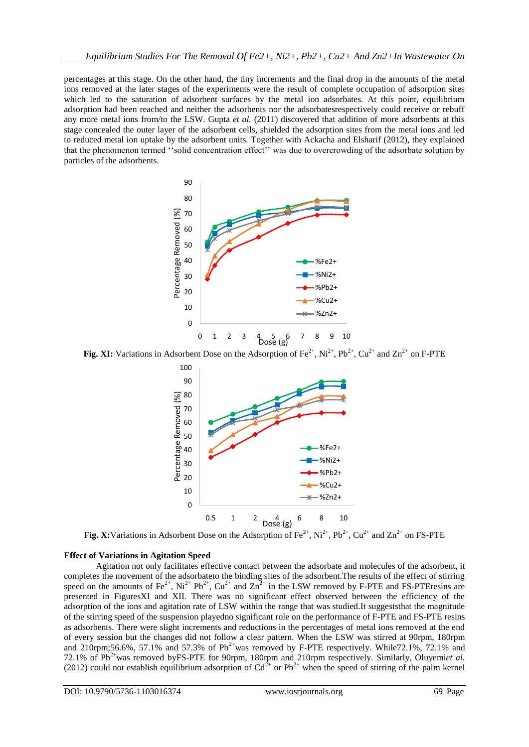percentages at this stage. On the other hand, the tiny increments and the final drop in the amounts of the metal ions removed at the later stages of the experiments were the result of complete occupation of adsorption sites which led to the saturation of adsorbent surfaces by the metal ion adsorbates. At this point, equilibrium adsorption had been reached and neither the adsorbents nor the adsorbatesrespectively could receive or rebuff any more metal ions from/to the LSW. Gupta *et al.* (2011) discovered that addition of more adsorbents at this stage concealed the outer layer of the adsorbent cells, shielded the adsorption sites from the metal ions and led to reduced metal ion uptake by the adsorbent units. Together with Ackacha and Elsharif (2012), they explained that the phenomenon termed ''solid concentration effect'' was due to overcrowding of the adsorbate solution by particles of the adsorbents.

**Fig. XI:** Variations in Adsorbent Dose on the Adsorption of $Fe^{2+}$, $Ni^{2+}$, $Pb^{2+}$, $Cu^{2+}$ and $Zn^{2+}$ on F-PTE

**Fig. X:**Variations in Adsorbent Dose on the Adsorption of $Fe^{2+}$, $Ni^{2+}$, $Pb^{2+}$, $Cu^{2+}$ and $Zn^{2+}$ on FS-PTE

**Effect of Variations in Agitation Speed**

Agitation not only facilitates effective contact between the adsorbate and molecules of the adsorbent, it completes the movement of the adsorbateto the binding sites of the adsorbent.The results of the effect of stirring speed on the amounts of $Fe^{2+}$, $Ni^{2+}$ $Pb^{2+}$, $Cu^{2+}$ and $Zn^{2+}$ in the LSW removed by F-PTE and FS-PTEresins are presented in FiguresXI and XII. There was no significant effect observed between the efficiency of the adsorption of the ions and agitation rate of LSW within the range that was studied.It suggeststhat the magnitude of the stirring speed of the suspension playedno significant role on the performance of F-PTE and FS-PTE resins as adsorbents. There were slight increments and reductions in the percentages of metal ions removed at the end of every session but the changes did not follow a clear pattern. When the LSW was stirred at 90rpm, 180rpm and 210rpm;56.6%, 57.1% and 57.3% of $Pb^{2+}$was removed by F-PTE respectively. While72.1%, 72.1% and 72.1% of $Pb^{2+}$was removed byFS-PTE for 90rpm, 180rpm and 210rpm respectively. Similarly, Oluyemi*et al.* (2012) could not establish equilibrium adsorption of $Cd^{2+}$ or $Pb^{2+}$ when the speed of stirring of the palm kernel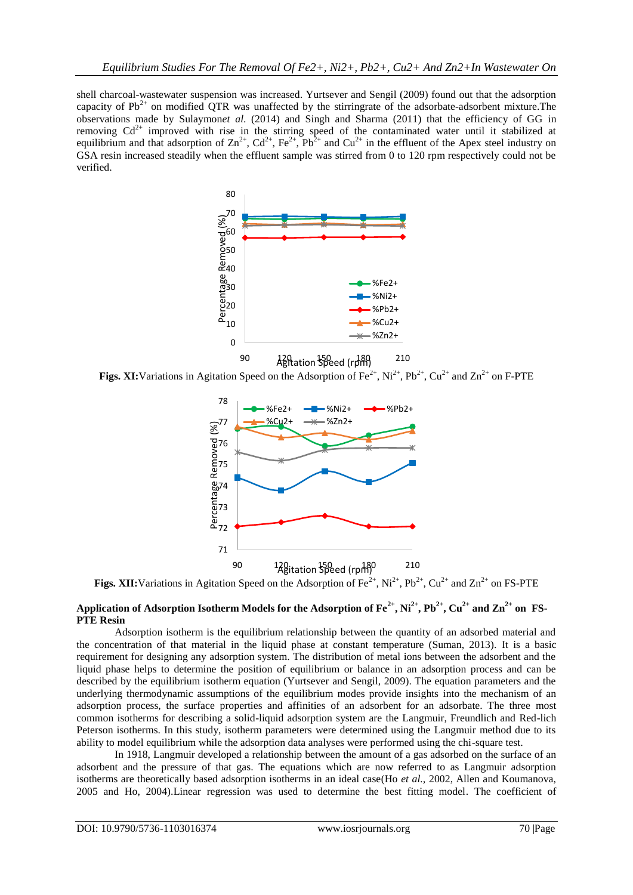shell charcoal-wastewater suspension was increased. Yurtsever and Sengil (2009) found out that the adsorption capacity of $Pb^{2+}$ on modified QTR was unaffected by the stirringrate of the adsorbate-adsorbent mixture.The observations made by Sulaymon*et al.* (2014) and Singh and Sharma (2011) that the efficiency of GG in removing $Cd^{2+}$ improved with rise in the stirring speed of the contaminated water until it stabilized at equilibrium and that adsorption of $Zn^{2+}$, $Cd^{2+}$, $Fe^{2+}$, $Pb^{2+}$ and $Cu^{2+}$ in the effluent of the Apex steel industry on GSA resin increased steadily when the effluent sample was stirred from 0 to 120 rpm respectively could not be verified.

**Figs. XI:** Variations in Agitation Speed on the Adsorption of $Fe^{2+}$, $Ni^{2+}$, $Pb^{2+}$, $Cu^{2+}$ and $Zn^{2+}$ on F-PTE

**Figs. XII:** Variations in Agitation Speed on the Adsorption of $Fe^{2+}$, $Ni^{2+}$, $Pb^{2+}$, $Cu^{2+}$ and $Zn^{2+}$ on FS-PTE

## Application of Adsorption Isotherm Models for the Adsorption of $Fe^{2+}$, $Ni^{2+}$, $Pb^{2+}$, $Cu^{2+}$ and $Zn^{2+}$ on FS-PTE Resin

Adsorption isotherm is the equilibrium relationship between the quantity of an adsorbed material and the concentration of that material in the liquid phase at constant temperature (Suman, 2013). It is a basic requirement for designing any adsorption system. The distribution of metal ions between the adsorbent and the liquid phase helps to determine the position of equilibrium or balance in an adsorption process and can be described by the equilibrium isotherm equation (Yurtsever and Sengil, 2009). The equation parameters and the underlying thermodynamic assumptions of the equilibrium modes provide insights into the mechanism of an adsorption process, the surface properties and affinities of an adsorbent for an adsorbate. The three most common isotherms for describing a solid-liquid adsorption system are the Langmuir, Freundlich and Red-lich Peterson isotherms. In this study, isotherm parameters were determined using the Langmuir method due to its ability to model equilibrium while the adsorption data analyses were performed using the chi-square test.

In 1918, Langmuir developed a relationship between the amount of a gas adsorbed on the surface of an adsorbent and the pressure of that gas. The equations which are now referred to as Langmuir adsorption isotherms are theoretically based adsorption isotherms in an ideal case(Ho *et al.*, 2002, Allen and Koumanova, 2005 and Ho, 2004).Linear regression was used to determine the best fitting model. The coefficient of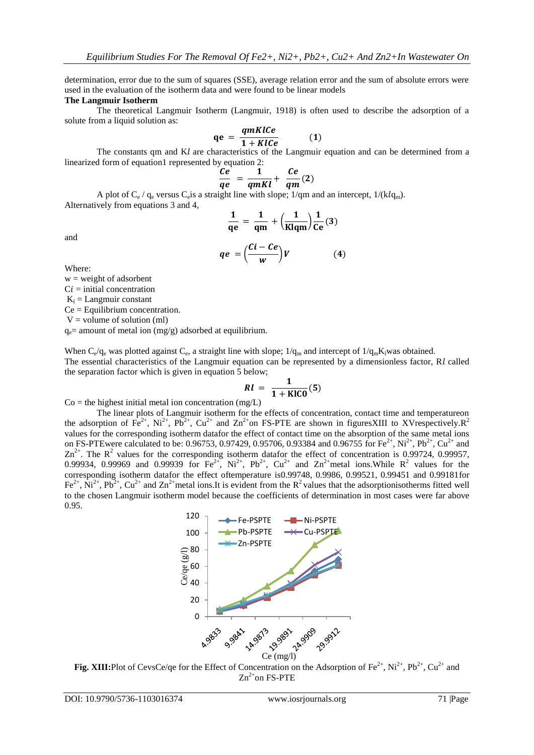determination, error due to the sum of squares (SSE), average relation error and the sum of absolute errors were used in the evaluation of the isotherm data and were found to be linear models

**The Langmuir Isotherm**

The theoretical Langmuir Isotherm (Langmuir, 1918) is often used to describe the adsorption of a solute from a liquid solution as:

$$\mathbf{qe} = \frac{qmKlCe}{1 + KlCe} \qquad (1)$$

The constants qm and K$l$ are characteristics of the Langmuir equation and can be determined from a linearized form of equation1 represented by equation 2:

$$\frac{Ce}{qe} = \frac{1}{qmKl} + \frac{Ce}{qm} (2)$$

A plot of $C_e$ / $q_e$ versus $C_e$is a straight line with slope; 1/qm and an intercept, 1/(k$l$$q_m$). Alternatively from equations 3 and 4,

$$\frac{1}{\mathbf{qe}} = \frac{1}{\mathbf{qm}} + \left(\frac{1}{\mathbf{Klqm}}\right)\frac{1}{\mathbf{Ce}} (3)$$

and

$$qe = \left(\frac{Ci - Ce}{w}\right)V \qquad (4)$$

Where:

w = weight of adsorbent

C$i$ = initial concentration

$K_l$ = Langmuir constant

Ce = Equilibrium concentration.

V = volume of solution (ml)

$q_e$= amount of metal ion (mg/g) adsorbed at equilibrium.

When $C_e/q_e$ was plotted against $C_e$, a straight line with slope; $1/q_m$ and intercept of $1/q_mK_l$was obtained.

The essential characteristics of the Langmuir equation can be represented by a dimensionless factor, R$l$ called the separation factor which is given in equation 5 below;

$$Rl = \frac{1}{1 + \mathbf{KlC0}} (5)$$

Co = the highest initial metal ion concentration (mg/L)

The linear plots of Langmuir isotherm for the effects of concentration, contact time and temperatureon the adsorption of $Fe^{2+}$, $Ni^{2+}$, $Pb^{2+}$, $Cu^{2+}$ and $Zn^{2+}$on FS-PTE are shown in figuresXIII to XVrespectively.$R^2$ values for the corresponding isotherm datafor the effect of contact time on the absorption of the same metal ions on FS-PTEwere calculated to be: 0.96753, 0.97429, 0.95706, 0.93384 and 0.96755 for $Fe^{2+}$, $Ni^{2+}$, $Pb^{2+}$, $Cu^{2+}$ and $Zn^{2+}$. The $R^2$ values for the corresponding isotherm datafor the effect of concentration is 0.99724, 0.99957, 0.99934, 0.99969 and 0.99939 for $Fe^{2+}$, $Ni^{2+}$, $Pb^{2+}$, $Cu^{2+}$ and $Zn^{2+}$metal ions.While $R^2$ values for the corresponding isotherm datafor the effect oftemperature is0.99748, 0.9986, 0.99521, 0.99451 and 0.99181for $Fe^{2+}$, $Ni^{2+}$, $Pb^{2+}$, $Cu^{2+}$ and $Zn^{2+}$metal ions.It is evident from the $R^2$ values that the adsorptionisotherms fitted well to the chosen Langmuir isotherm model because the coefficients of determination in most cases were far above 0.95.

**Fig. XIII:**Plot of CevsCe/qe for the Effect of Concentration on the Adsorption of $Fe^{2+}$, $Ni^{2+}$, $Pb^{2+}$, $Cu^{2+}$ and $Zn^{2+}$on FS-PTE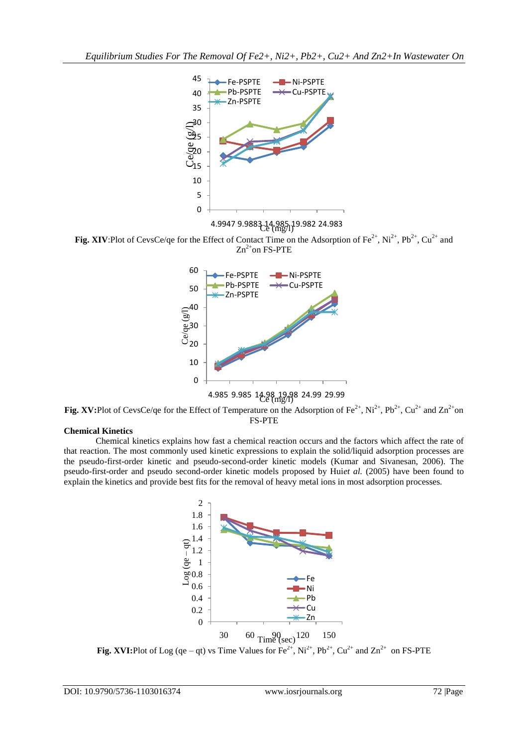**Fig. XIV**:Plot of CevsCe/qe for the Effect of Contact Time on the Adsorption of $Fe^{2+}$, $Ni^{2+}$, $Pb^{2+}$, $Cu^{2+}$ and $Zn^{2+}$on FS-PTE

**Fig. XV:**Plot of CevsCe/qe for the Effect of Temperature on the Adsorption of $Fe^{2+}$, $Ni^{2+}$, $Pb^{2+}$, $Cu^{2+}$ and $Zn^{2+}$on FS-PTE

**Chemical Kinetics**

Chemical kinetics explains how fast a chemical reaction occurs and the factors which affect the rate of that reaction. The most commonly used kinetic expressions to explain the solid/liquid adsorption processes are the pseudo-first-order kinetic and pseudo-second-order kinetic models (Kumar and Sivanesan, 2006). The pseudo-first-order and pseudo second-order kinetic models proposed by Hui*et al.* (2005) have been found to explain the kinetics and provide best fits for the removal of heavy metal ions in most adsorption processes.

**Fig. XVI:**Plot of Log (qe – qt) vs Time Values for $Fe^{2+}$, $Ni^{2+}$, $Pb^{2+}$, $Cu^{2+}$ and $Zn^{2+}$ on FS-PTE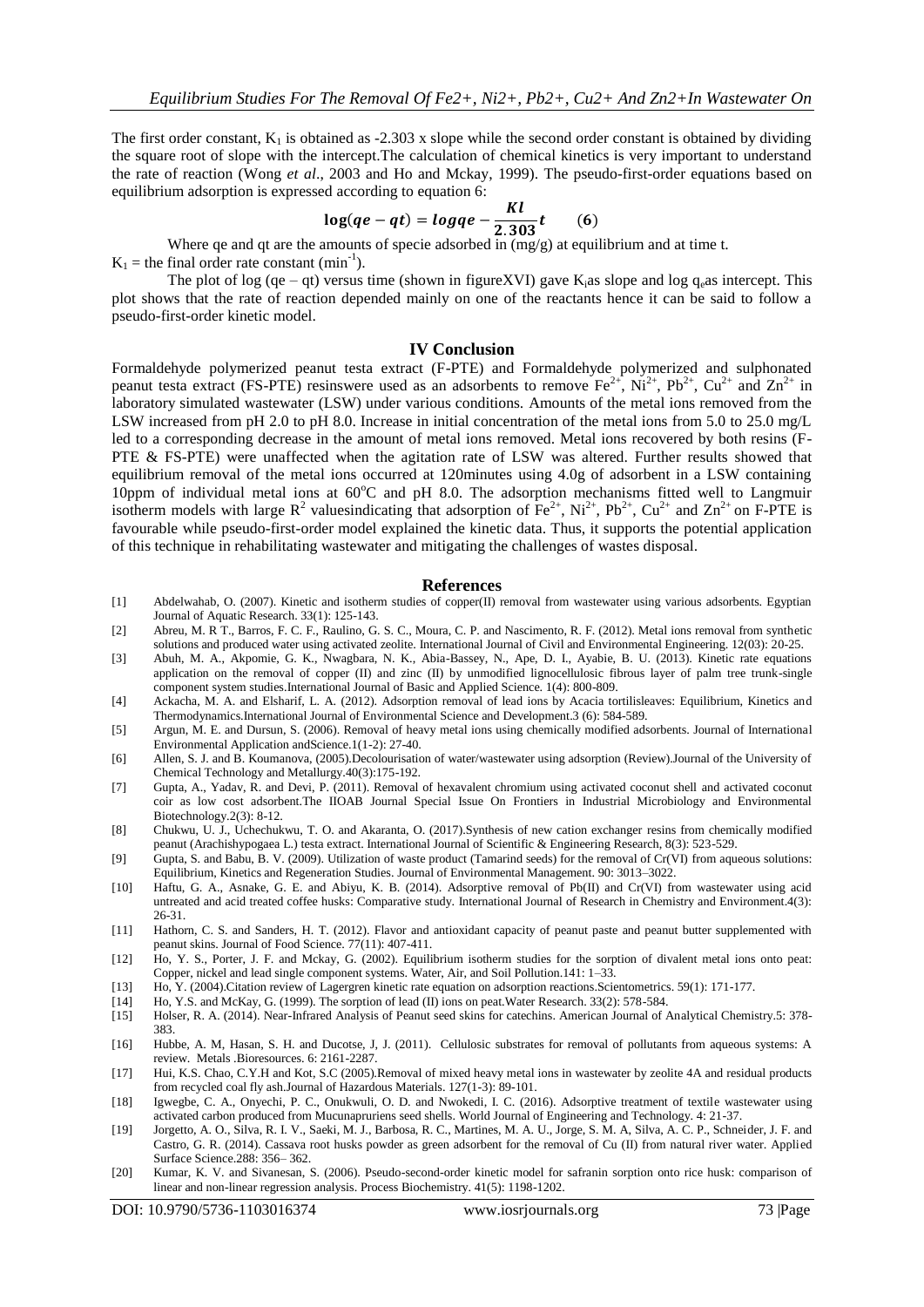The first order constant, $K_1$ is obtained as -2.303 x slope while the second order constant is obtained by dividing the square root of slope with the intercept.The calculation of chemical kinetics is very important to understand the rate of reaction (Wong *et al*., 2003 and Ho and Mckay, 1999). The pseudo-first-order equations based on equilibrium adsorption is expressed according to equation 6:

$$\log(qe - qt) = logqe - \frac{Kl}{2.303}t \qquad (6)$$

Where qe and qt are the amounts of specie adsorbed in (mg/g) at equilibrium and at time t.
$K_1$ = the final order rate constant ($min^{-1}$).

The plot of log (qe – qt) versus time (shown in figureXVI) gave $K_i$as slope and log $q_e$as intercept. This plot shows that the rate of reaction depended mainly on one of the reactants hence it can be said to follow a pseudo-first-order kinetic model.

## IV Conclusion

Formaldehyde polymerized peanut testa extract (F-PTE) and Formaldehyde polymerized and sulphonated peanut testa extract (FS-PTE) resinswere used as an adsorbents to remove $Fe^{2+}$, $Ni^{2+}$, $Pb^{2+}$, $Cu^{2+}$ and $Zn^{2+}$ in laboratory simulated wastewater (LSW) under various conditions. Amounts of the metal ions removed from the LSW increased from pH 2.0 to pH 8.0. Increase in initial concentration of the metal ions from 5.0 to 25.0 mg/L led to a corresponding decrease in the amount of metal ions removed. Metal ions recovered by both resins (F-PTE & FS-PTE) were unaffected when the agitation rate of LSW was altered. Further results showed that equilibrium removal of the metal ions occurred at 120minutes using 4.0g of adsorbent in a LSW containing 10ppm of individual metal ions at 60°C and pH 8.0. The adsorption mechanisms fitted well to Langmuir isotherm models with large $R^2$ valuesindicating that adsorption of $Fe^{2+}$, $Ni^{2+}$, $Pb^{2+}$, $Cu^{2+}$ and $Zn^{2+}$ on F-PTE is favourable while pseudo-first-order model explained the kinetic data. Thus, it supports the potential application of this technique in rehabilitating wastewater and mitigating the challenges of wastes disposal.

## References

[1] Abdelwahab, O. (2007). Kinetic and isotherm studies of copper(II) removal from wastewater using various adsorbents. Egyptian Journal of Aquatic Research. 33(1): 125-143.

[2] Abreu, M. R T., Barros, F. C. F., Raulino, G. S. C., Moura, C. P. and Nascimento, R. F. (2012). Metal ions removal from synthetic solutions and produced water using activated zeolite. International Journal of Civil and Environmental Engineering. 12(03): 20-25.

[3] Abuh, M. A., Akpomie, G. K., Nwagbara, N. K., Abia-Bassey, N., Ape, D. I., Ayabie, B. U. (2013). Kinetic rate equations application on the removal of copper (II) and zinc (II) by unmodified lignocellulosic fibrous layer of palm tree trunk-single component system studies.International Journal of Basic and Applied Science. 1(4): 800-809.

[4] Ackacha, M. A. and Elsharif, L. A. (2012). Adsorption removal of lead ions by Acacia tortilisleaves: Equilibrium, Kinetics and Thermodynamics.International Journal of Environmental Science and Development.3 (6): 584-589.

[5] Argun, M. E. and Dursun, S. (2006). Removal of heavy metal ions using chemically modified adsorbents. Journal of International Environmental Application andScience.1(1-2): 27-40.

[6] Allen, S. J. and B. Koumanova, (2005).Decolourisation of water/wastewater using adsorption (Review).Journal of the University of Chemical Technology and Metallurgy.40(3):175-192.

[7] Gupta, A., Yadav, R. and Devi, P. (2011). Removal of hexavalent chromium using activated coconut shell and activated coconut coir as low cost adsorbent.The IIOAB Journal Special Issue On Frontiers in Industrial Microbiology and Environmental Biotechnology.2(3): 8-12.

[8] Chukwu, U. J., Uchechukwu, T. O. and Akaranta, O. (2017).Synthesis of new cation exchanger resins from chemically modified peanut (Arachishypogaea L.) testa extract. International Journal of Scientific & Engineering Research, 8(3): 523-529.

[9] Gupta, S. and Babu, B. V. (2009). Utilization of waste product (Tamarind seeds) for the removal of Cr(VI) from aqueous solutions: Equilibrium, Kinetics and Regeneration Studies. Journal of Environmental Management. 90: 3013–3022.

[10] Haftu, G. A., Asnake, G. E. and Abiyu, K. B. (2014). Adsorptive removal of Pb(II) and Cr(VI) from wastewater using acid untreated and acid treated coffee husks: Comparative study. International Journal of Research in Chemistry and Environment.4(3): 26-31.

[11] Hathorn, C. S. and Sanders, H. T. (2012). Flavor and antioxidant capacity of peanut paste and peanut butter supplemented with peanut skins. Journal of Food Science. 77(11): 407-411.

[12] Ho, Y. S., Porter, J. F. and Mckay, G. (2002). Equilibrium isotherm studies for the sorption of divalent metal ions onto peat: Copper, nickel and lead single component systems. Water, Air, and Soil Pollution.141: 1–33.

[13] Ho, Y. (2004).Citation review of Lagergren kinetic rate equation on adsorption reactions.Scientometrics. 59(1): 171-177.

[14] Ho, Y.S. and McKay, G. (1999). The sorption of lead (II) ions on peat.Water Research. 33(2): 578-584.

[15] Holser, R. A. (2014). Near-Infrared Analysis of Peanut seed skins for catechins. American Journal of Analytical Chemistry.5: 378-383.

[16] Hubbe, A. M, Hasan, S. H. and Ducotse, J, J. (2011). Cellulosic substrates for removal of pollutants from aqueous systems: A review. Metals .Bioresources. 6: 2161-2287.

[17] Hui, K.S. Chao, C.Y.H and Kot, S.C (2005).Removal of mixed heavy metal ions in wastewater by zeolite 4A and residual products from recycled coal fly ash.Journal of Hazardous Materials. 127(1-3): 89-101.

[18] Igwegbe, C. A., Onyechi, P. C., Onukwuli, O. D. and Nwokedi, I. C. (2016). Adsorptive treatment of textile wastewater using activated carbon produced from Mucunapruriens seed shells. World Journal of Engineering and Technology. 4: 21-37.

[19] Jorgetto, A. O., Silva, R. I. V., Saeki, M. J., Barbosa, R. C., Martines, M. A. U., Jorge, S. M. A, Silva, A. C. P., Schneider, J. F. and Castro, G. R. (2014). Cassava root husks powder as green adsorbent for the removal of Cu (II) from natural river water. Applied Surface Science.288: 356– 362.

[20] Kumar, K. V. and Sivanesan, S. (2006). Pseudo-second-order kinetic model for safranin sorption onto rice husk: comparison of linear and non-linear regression analysis. Process Biochemistry. 41(5): 1198-1202.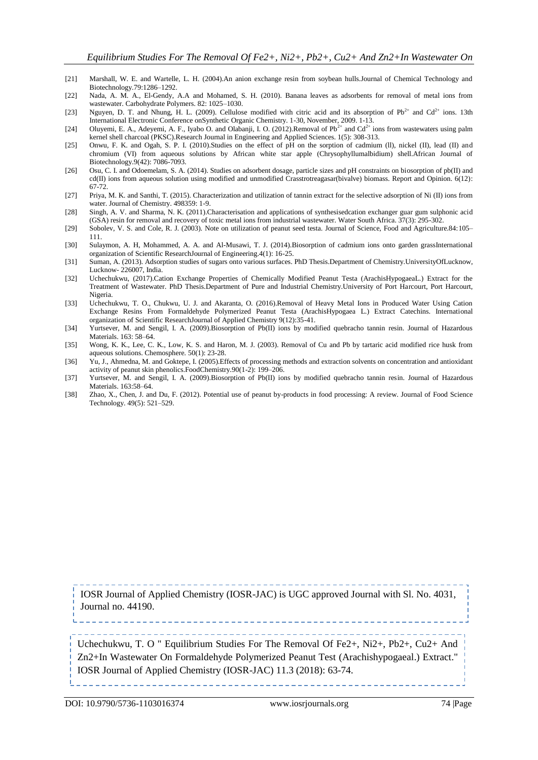[21] Marshall, W. E. and Wartelle, L. H. (2004).An anion exchange resin from soybean hulls.Journal of Chemical Technology and Biotechnology.79:1286–1292.

[22] Nada, A. M. A., El-Gendy, A.A and Mohamed, S. H. (2010). Banana leaves as adsorbents for removal of metal ions from wastewater. Carbohydrate Polymers. 82: 1025–1030.

[23] Nguyen, D. T. and Nhung, H. L. (2009). Cellulose modified with citric acid and its absorption of $Pb^{2+}$ and $Cd^{2+}$ ions. 13th International Electronic Conference onSynthetic Organic Chemistry. 1-30, November, 2009. 1-13.

[24] Oluyemi, E. A., Adeyemi, A. F., Iyabo O. and Olabanji, I. O. (2012).Removal of $Pb^{2+}$ and $Cd^{2+}$ ions from wastewaters using palm kernel shell charcoal (PKSC).Research Journal in Engineering and Applied Sciences. 1(5): 308-313.

[25] Onwu, F. K. and Ogah, S. P. I. (2010).Studies on the effect of pH on the sorption of cadmium (ll), nickel (II), lead (II) and chromium (VI) from aqueous solutions by African white star apple (Chrysophyllumalbidium) shell.African Journal of Biotechnology.9(42): 7086-7093.

[26] Osu, C. I. and Odoemelam, S. A. (2014). Studies on adsorbent dosage, particle sizes and pH constraints on biosorption of pb(II) and cd(II) ions from aqueous solution using modified and unmodified Crasstrotreagasar(bivalve) biomass. Report and Opinion. 6(12): 67-72.

[27] Priya, M. K. and Santhi, T. (2015). Characterization and utilization of tannin extract for the selective adsorption of Ni (II) ions from water. Journal of Chemistry. 498359: 1-9.

[28] Singh, A. V. and Sharma, N. K. (2011).Characterisation and applications of synthesisedcation exchanger guar gum sulphonic acid (GSA) resin for removal and recovery of toxic metal ions from industrial wastewater. Water South Africa. 37(3): 295-302.

[29] Sobolev, V. S. and Cole, R. J. (2003). Note on utilization of peanut seed testa. Journal of Science, Food and Agriculture.84:105–111.

[30] Sulaymon, A. H, Mohammed, A. A. and Al-Musawi, T. J. (2014).Biosorption of cadmium ions onto garden grassInternational organization of Scientific ResearchJournal of Engineering.4(1): 16-25.

[31] Suman, A. (2013). Adsorption studies of sugars onto various surfaces. PhD Thesis.Department of Chemistry.UniversityOfLucknow, Lucknow- 226007, India.

[32] Uchechukwu, (2017).Cation Exchange Properties of Chemically Modified Peanut Testa (ArachisHypogaeaL.) Extract for the Treatment of Wastewater. PhD Thesis.Department of Pure and Industrial Chemistry.University of Port Harcourt, Port Harcourt, Nigeria.

[33] Uchechukwu, T. O., Chukwu, U. J. and Akaranta, O. (2016).Removal of Heavy Metal Ions in Produced Water Using Cation Exchange Resins From Formaldehyde Polymerized Peanut Testa (ArachisHypogaea L.) Extract Catechins. International organization of Scientific ResearchJournal of Applied Chemistry 9(12):35-41.

[34] Yurtsever, M. and Sengil, I. A. (2009).Biosorption of Pb(II) ions by modified quebracho tannin resin. Journal of Hazardous Materials. 163: 58–64.

[35] Wong, K. K., Lee, C. K., Low, K. S. and Haron, M. J. (2003). Removal of Cu and Pb by tartaric acid modified rice husk from aqueous solutions. Chemosphere. 50(1): 23-28.

[36] Yu, J., Ahmedna, M. and Goktepe, I. (2005).Effects of processing methods and extraction solvents on concentration and antioxidant activity of peanut skin phenolics.FoodChemistry.90(1-2): 199–206.

[37] Yurtsever, M. and Sengil, I. A. (2009).Biosorption of Pb(II) ions by modified quebracho tannin resin. Journal of Hazardous Materials. 163:58–64.

[38] Zhao, X., Chen, J. and Du, F. (2012). Potential use of peanut by-products in food processing: A review. Journal of Food Science Technology. 49(5): 521–529.

IOSR Journal of Applied Chemistry (IOSR-JAC) is UGC approved Journal with Sl. No. 4031, Journal no. 44190.

Uchechukwu, T. O " Equilibrium Studies For The Removal Of Fe2+, Ni2+, Pb2+, Cu2+ And Zn2+In Wastewater On Formaldehyde Polymerized Peanut Test (Arachishypogaeal.) Extract." IOSR Journal of Applied Chemistry (IOSR-JAC) 11.3 (2018): 63-74.